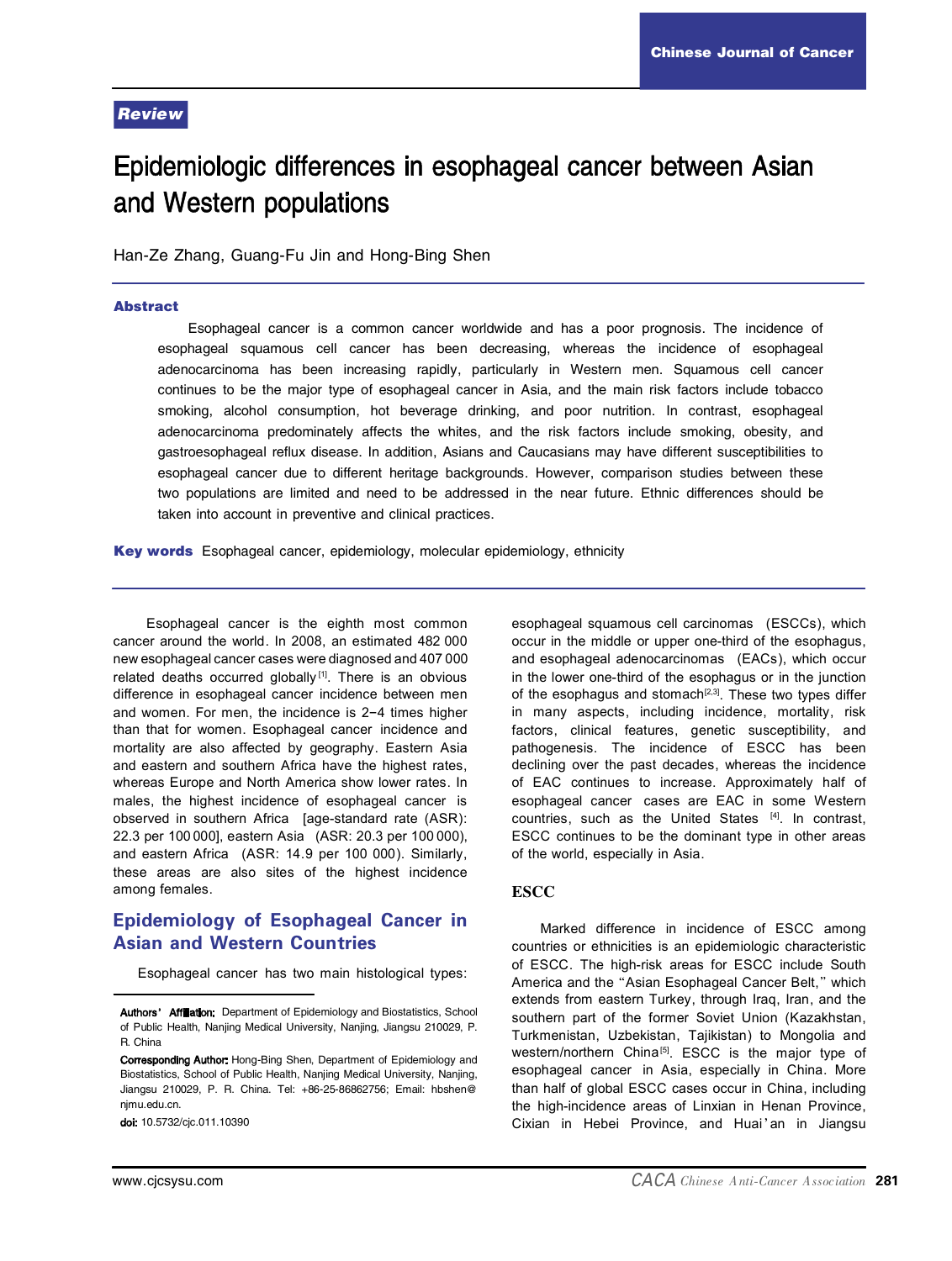Review

# Epidemiologic differences in esophageal cancer between Asian and Western populations

Han-Ze Zhang, Guang-Fu Jin and Hong-Bing Shen

## Abstract

Esophageal cancer is a common cancer worldwide and has a poor prognosis. The incidence of esophageal squamous cell cancer has been decreasing, whereas the incidence of esophageal adenocarcinoma has been increasing rapidly, particularly in Western men. Squamous cell cancer continues to be the major type of esophageal cancer in Asia, and the main risk factors include tobacco smoking, alcohol consumption, hot beverage drinking, and poor nutrition. In contrast, esophageal adenocarcinoma predominately affects the whites, and the risk factors include smoking, obesity, and gastroesophageal reflux disease. In addition, Asians and Caucasians may have different susceptibilities to esophageal cancer due to different heritage backgrounds. However, comparison studies between these two populations are limited and need to be addressed in the near future. Ethnic differences should be taken into account in preventive and clinical practices.

**Key words** Esophageal cancer, epidemiology, molecular epidemiology, ethnicity

Esophageal cancer is the eighth most common cancer around the world. In 2008, an estimated 482 000 new esophageal cancer cases were diagnosed and 407 000 related deaths occurred globally[1]. There is an obvious difference in esophageal cancer incidence between men and women. For men, the incidence is 2–4 times higher than that for women. Esophageal cancer incidence and mortality are also affected by geography. Eastern Asia and eastern and southern Africa have the highest rates, whereas Europe and North America show lower rates. In males, the highest incidence of esophageal cancer is observed in southern Africa [age-standard rate (ASR): 22.3 per 100 000], eastern Asia (ASR: 20.3 per 100 000), and eastern Africa (ASR: 14.9 per 100 000). Similarly, these areas are also sites of the highest incidence among females.

## Epidemiology of Esophageal Cancer in Asian and Western Countries

Esophageal cancer has two main histological types: esophageal squamous cell carcinomas (ESCCs), which occur in the middle or upper one-third of the esophagus, and esophageal adenocarcinomas (EACs), which occur in the lower one-third of the esophagus or in the junction of the esophagus and stomach[2,3]. These two types differ in many aspects, including incidence, mortality, risk factors, clinical features, genetic susceptibility, and pathogenesis. The incidence of ESCC has been declining over the past decades, whereas the incidence of EAC continues to increase. Approximately half of esophageal cancer cases are EAC in some Western countries, such as the United States [4]. In contrast, ESCC continues to be the dominant type in other areas of the world, especially in Asia.

### ESCC

Marked difference in incidence of ESCC among countries or ethnicities is an epidemiologic characteristic of ESCC. The high-risk areas for ESCC include South America and the "Asian Esophageal Cancer Belt," which extends from eastern Turkey, through Iraq, Iran, and the southern part of the former Soviet Union (Kazakhstan, Turkmenistan, Uzbekistan, Tajikistan) to Mongolia and western/northern China[5]. ESCC is the major type of esophageal cancer in Asia, especially in China. More than half of global ESCC cases occur in China, including the high-incidence areas of Linxian in Henan Province, Cixian in Hebei Province, and Huai'an in Jiangsu

---

**Authors' Affiliation:** Department of Epidemiology and Biostatistics, School of Public Health, Nanjing Medical University, Nanjing, Jiangsu 210029, P. R. China

**Corresponding Author:** Hong-Bing Shen, Department of Epidemiology and Biostatistics, School of Public Health, Nanjing Medical University, Nanjing, Jiangsu 210029, P. R. China. Tel: +86-25-86862756; Email: hbshen@njmu.edu.cn.

**doi:** 10.5732/cjc.011.10390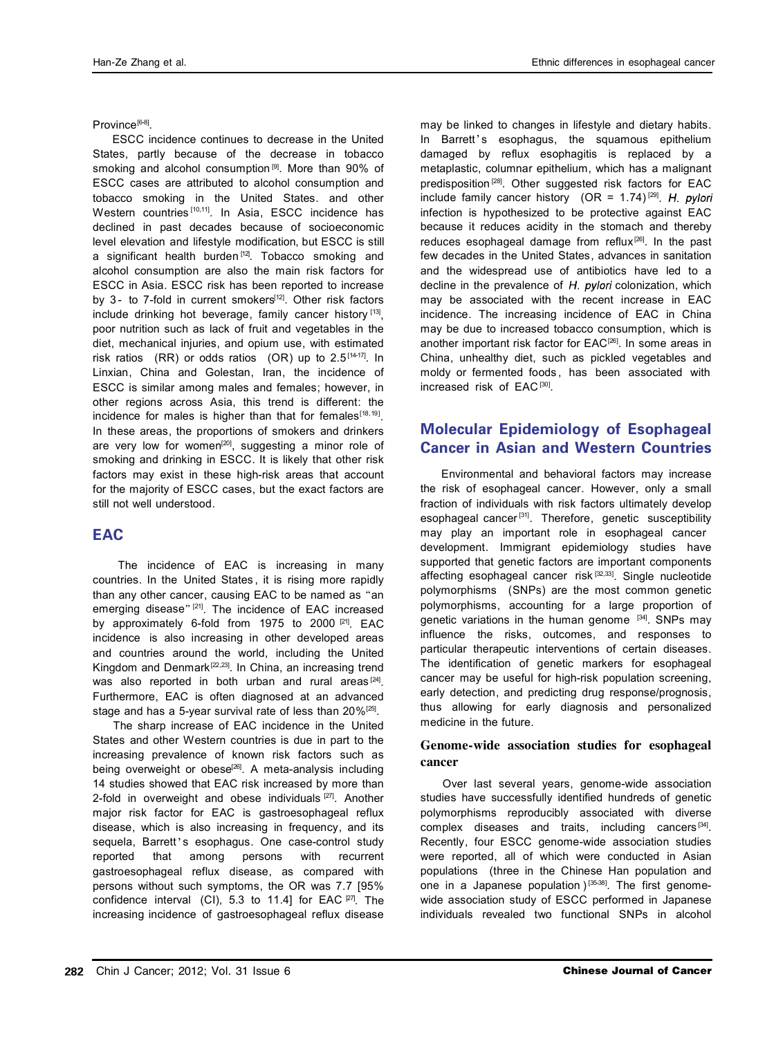Province[6-8].

ESCC incidence continues to decrease in the United States, partly because of the decrease in tobacco smoking and alcohol consumption[9]. More than 90% of ESCC cases are attributed to alcohol consumption and tobacco smoking in the United States. and other Western countries[10,11]. In Asia, ESCC incidence has declined in past decades because of socioeconomic level elevation and lifestyle modification, but ESCC is still a significant health burden[12]. Tobacco smoking and alcohol consumption are also the main risk factors for ESCC in Asia. ESCC risk has been reported to increase by 3- to 7-fold in current smokers[12]. Other risk factors include drinking hot beverage, family cancer history[13], poor nutrition such as lack of fruit and vegetables in the diet, mechanical injuries, and opium use, with estimated risk ratios (RR) or odds ratios (OR) up to 2.5[14-17]. In Linxian, China and Golestan, Iran, the incidence of ESCC is similar among males and females; however, in other regions across Asia, this trend is different: the incidence for males is higher than that for females[18,19]. In these areas, the proportions of smokers and drinkers are very low for women[20], suggesting a minor role of smoking and drinking in ESCC. It is likely that other risk factors may exist in these high-risk areas that account for the majority of ESCC cases, but the exact factors are still not well understood.

## EAC

The incidence of EAC is increasing in many countries. In the United States, it is rising more rapidly than any other cancer, causing EAC to be named as "an emerging disease"[21]. The incidence of EAC increased by approximately 6-fold from 1975 to 2000[21]. EAC incidence is also increasing in other developed areas and countries around the world, including the United Kingdom and Denmark[22,23]. In China, an increasing trend was also reported in both urban and rural areas[24]. Furthermore, EAC is often diagnosed at an advanced stage and has a 5-year survival rate of less than 20%[25].

The sharp increase of EAC incidence in the United States and other Western countries is due in part to the increasing prevalence of known risk factors such as being overweight or obese[26]. A meta-analysis including 14 studies showed that EAC risk increased by more than 2-fold in overweight and obese individuals[27]. Another major risk factor for EAC is gastroesophageal reflux disease, which is also increasing in frequency, and its sequela, Barrett's esophagus. One case-control study reported that among persons with recurrent gastroesophageal reflux disease, as compared with persons without such symptoms, the OR was 7.7 [95% confidence interval (CI), 5.3 to 11.4] for EAC[27]. The increasing incidence of gastroesophageal reflux disease may be linked to changes in lifestyle and dietary habits. In Barrett's esophagus, the squamous epithelium damaged by reflux esophagitis is replaced by a metaplastic, columnar epithelium, which has a malignant predisposition[28]. Other suggested risk factors for EAC include family cancer history (OR = 1.74)[29]. *H. pylori* infection is hypothesized to be protective against EAC because it reduces acidity in the stomach and thereby reduces esophageal damage from reflux[26]. In the past few decades in the United States, advances in sanitation and the widespread use of antibiotics have led to a decline in the prevalence of *H. pylori* colonization, which may be associated with the recent increase in EAC incidence. The increasing incidence of EAC in China may be due to increased tobacco consumption, which is another important risk factor for EAC[26]. In some areas in China, unhealthy diet, such as pickled vegetables and moldy or fermented foods, has been associated with increased risk of EAC[30].

## Molecular Epidemiology of Esophageal Cancer in Asian and Western Countries

Environmental and behavioral factors may increase the risk of esophageal cancer. However, only a small fraction of individuals with risk factors ultimately develop esophageal cancer[31]. Therefore, genetic susceptibility may play an important role in esophageal cancer development. Immigrant epidemiology studies have supported that genetic factors are important components affecting esophageal cancer risk[32,33]. Single nucleotide polymorphisms (SNPs) are the most common genetic polymorphisms, accounting for a large proportion of genetic variations in the human genome[34]. SNPs may influence the risks, outcomes, and responses to particular therapeutic interventions of certain diseases. The identification of genetic markers for esophageal cancer may be useful for high-risk population screening, early detection, and predicting drug response/prognosis, thus allowing for early diagnosis and personalized medicine in the future.

### Genome-wide association studies for esophageal cancer

Over last several years, genome-wide association studies have successfully identified hundreds of genetic polymorphisms reproducibly associated with diverse complex diseases and traits, including cancers[34]. Recently, four ESCC genome-wide association studies were reported, all of which were conducted in Asian populations (three in the Chinese Han population and one in a Japanese population)[35-38]. The first genome-wide association study of ESCC performed in Japanese individuals revealed two functional SNPs in alcohol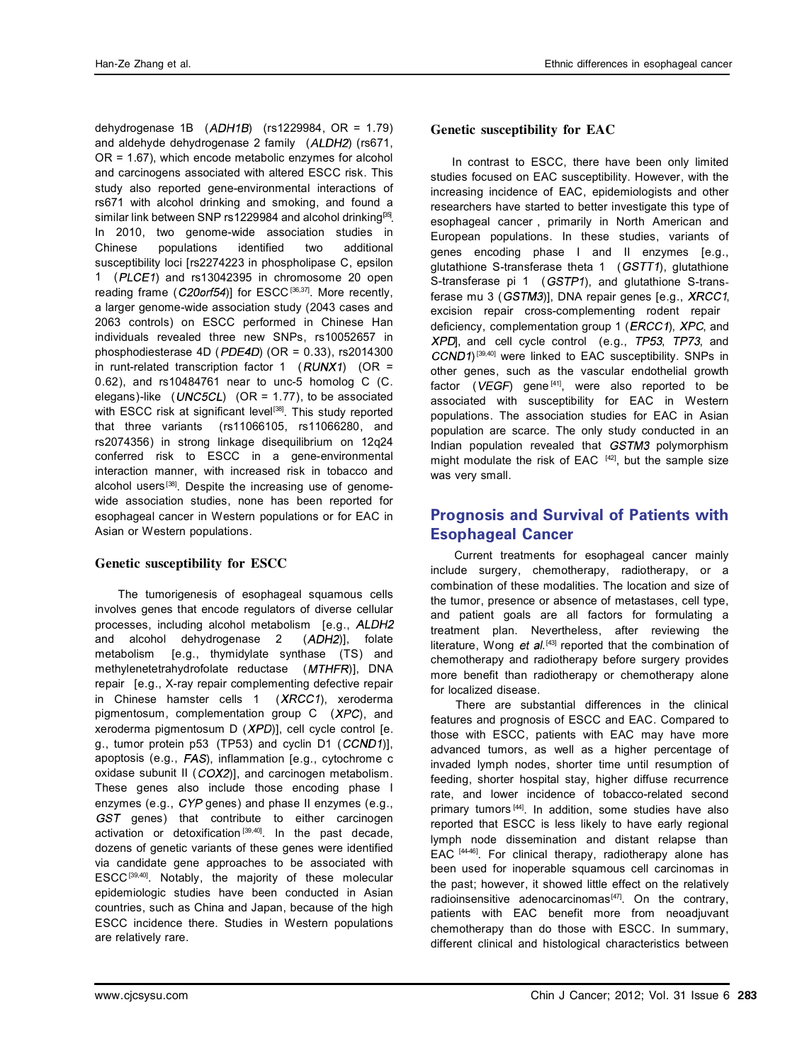dehydrogenase 1B (*ADH1B*) (rs1229984, OR = 1.79) and aldehyde dehydrogenase 2 family (*ALDH2*) (rs671, OR = 1.67), which encode metabolic enzymes for alcohol and carcinogens associated with altered ESCC risk. This study also reported gene-environmental interactions of rs671 with alcohol drinking and smoking, and found a similar link between SNP rs1229984 and alcohol drinking[35]. In 2010, two genome-wide association studies in Chinese populations identified two additional susceptibility loci [rs2274223 in phospholipase C, epsilon 1 (*PLCE1*) and rs13042395 in chromosome 20 open reading frame (*C20orf54*)] for ESCC[36,37]. More recently, a larger genome-wide association study (2043 cases and 2063 controls) on ESCC performed in Chinese Han individuals revealed three new SNPs, rs10052657 in phosphodiesterase 4D (*PDE4D*) (OR = 0.33), rs2014300 in runt-related transcription factor 1 (*RUNX1*) (OR = 0.62), and rs10484761 near to unc-5 homolog C (C. elegans)-like (*UNC5CL*) (OR = 1.77), to be associated with ESCC risk at significant level[38]. This study reported that three variants (rs11066105, rs11066280, and rs2074356) in strong linkage disequilibrium on 12q24 conferred risk to ESCC in a gene-environmental interaction manner, with increased risk in tobacco and alcohol users[38]. Despite the increasing use of genome-wide association studies, none has been reported for esophageal cancer in Western populations or for EAC in Asian or Western populations.

### Genetic susceptibility for ESCC

The tumorigenesis of esophageal squamous cells involves genes that encode regulators of diverse cellular processes, including alcohol metabolism [e.g., *ALDH2* and alcohol dehydrogenase 2 (*ADH2*)], folate metabolism [e.g., thymidylate synthase (TS) and methylenetetrahydrofolate reductase (*MTHFR*)], DNA repair [e.g., X-ray repair complementing defective repair in Chinese hamster cells 1 (*XRCC1*), xeroderma pigmentosum, complementation group C (*XPC*), and xeroderma pigmentosum D (*XPD*)], cell cycle control [e.g., tumor protein p53 (TP53) and cyclin D1 (*CCND1*)], apoptosis (e.g., *FAS*), inflammation [e.g., cytochrome c oxidase subunit II (*COX2*)], and carcinogen metabolism. These genes also include those encoding phase I enzymes (e.g., *CYP* genes) and phase II enzymes (e.g., *GST* genes) that contribute to either carcinogen activation or detoxification[39,40]. In the past decade, dozens of genetic variants of these genes were identified via candidate gene approaches to be associated with ESCC[39,40]. Notably, the majority of these molecular epidemiologic studies have been conducted in Asian countries, such as China and Japan, because of the high ESCC incidence there. Studies in Western populations are relatively rare.

### Genetic susceptibility for EAC

In contrast to ESCC, there have been only limited studies focused on EAC susceptibility. However, with the increasing incidence of EAC, epidemiologists and other researchers have started to better investigate this type of esophageal cancer, primarily in North American and European populations. In these studies, variants of genes encoding phase I and II enzymes [e.g., glutathione S-transferase theta 1 (*GSTT1*), glutathione S-transferase pi 1 (*GSTP1*), and glutathione S-transferase mu 3 (*GSTM3*)], DNA repair genes [e.g., *XRCC1*, excision repair cross-complementing rodent repair deficiency, complementation group 1 (*ERCC1*), *XPC*, and *XPD*], and cell cycle control (e.g., *TP53*, *TP73*, and *CCND1*)[39,40] were linked to EAC susceptibility. SNPs in other genes, such as the vascular endothelial growth factor (*VEGF*) gene[41], were also reported to be associated with susceptibility for EAC in Western populations. The association studies for EAC in Asian population are scarce. The only study conducted in an Indian population revealed that *GSTM3* polymorphism might modulate the risk of EAC [42], but the sample size was very small.

## Prognosis and Survival of Patients with Esophageal Cancer

Current treatments for esophageal cancer mainly include surgery, chemotherapy, radiotherapy, or a combination of these modalities. The location and size of the tumor, presence or absence of metastases, cell type, and patient goals are all factors for formulating a treatment plan. Nevertheless, after reviewing the literature, Wong *et al.*[43] reported that the combination of chemotherapy and radiotherapy before surgery provides more benefit than radiotherapy or chemotherapy alone for localized disease.

There are substantial differences in the clinical features and prognosis of ESCC and EAC. Compared to those with ESCC, patients with EAC may have more advanced tumors, as well as a higher percentage of invaded lymph nodes, shorter time until resumption of feeding, shorter hospital stay, higher diffuse recurrence rate, and lower incidence of tobacco-related second primary tumors[44]. In addition, some studies have also reported that ESCC is less likely to have early regional lymph node dissemination and distant relapse than EAC [44-46]. For clinical therapy, radiotherapy alone has been used for inoperable squamous cell carcinomas in the past; however, it showed little effect on the relatively radioinsensitive adenocarcinomas[47]. On the contrary, patients with EAC benefit more from neoadjuvant chemotherapy than do those with ESCC. In summary, different clinical and histological characteristics between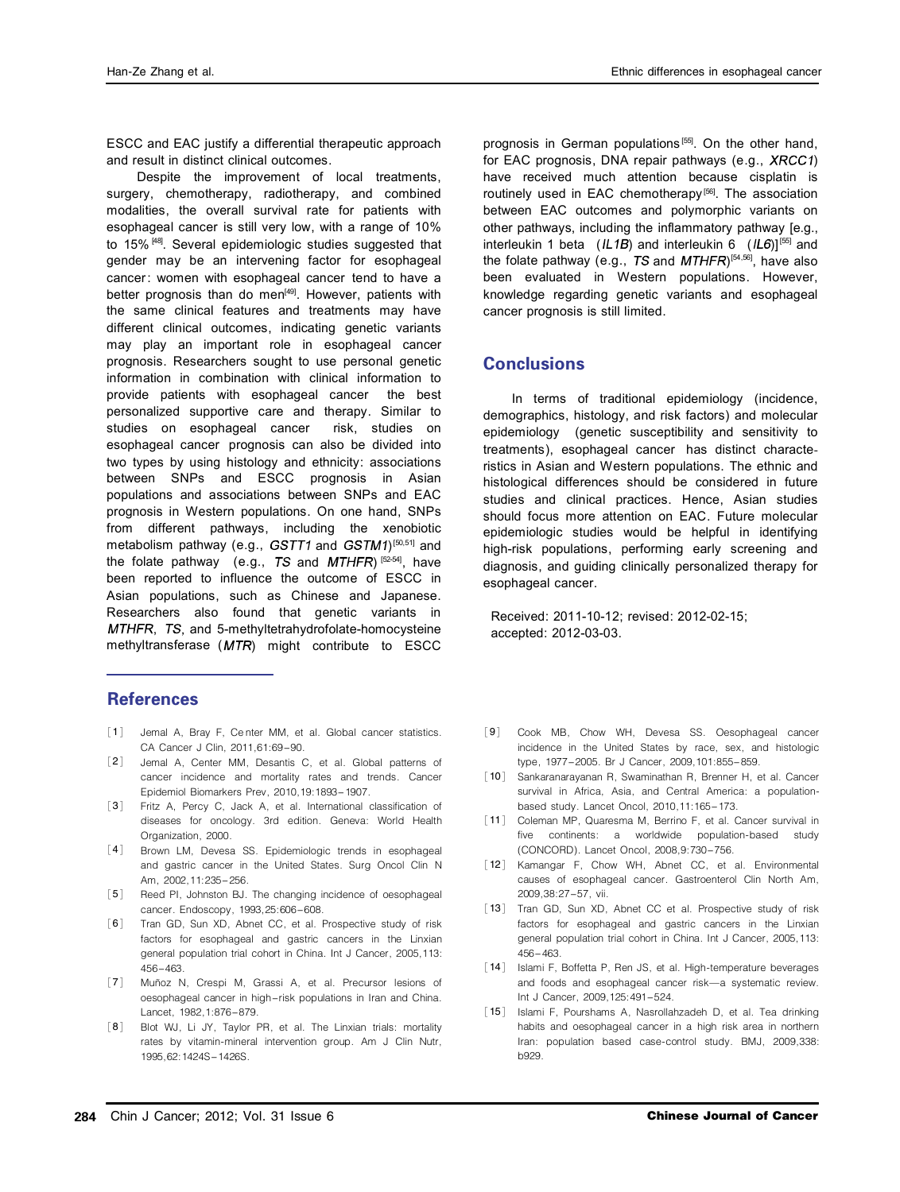ESCC and EAC justify a differential therapeutic approach and result in distinct clinical outcomes.

Despite the improvement of local treatments, surgery, chemotherapy, radiotherapy, and combined modalities, the overall survival rate for patients with esophageal cancer is still very low, with a range of 10% to 15%[48]. Several epidemiologic studies suggested that gender may be an intervening factor for esophageal cancer: women with esophageal cancer tend to have a better prognosis than do men[49]. However, patients with the same clinical features and treatments may have different clinical outcomes, indicating genetic variants may play an important role in esophageal cancer prognosis. Researchers sought to use personal genetic information in combination with clinical information to provide patients with esophageal cancer the best personalized supportive care and therapy. Similar to studies on esophageal cancer risk, studies on esophageal cancer prognosis can also be divided into two types by using histology and ethnicity: associations between SNPs and ESCC prognosis in Asian populations and associations between SNPs and EAC prognosis in Western populations. On one hand, SNPs from different pathways, including the xenobiotic metabolism pathway (e.g., *GSTT1* and *GSTM1*)[50,51] and the folate pathway (e.g., *TS* and *MTHFR*)[52-54], have been reported to influence the outcome of ESCC in Asian populations, such as Chinese and Japanese. Researchers also found that genetic variants in *MTHFR*, *TS*, and 5-methyltetrahydrofolate-homocysteine methyltransferase (*MTR*) might contribute to ESCC prognosis in German populations[55]. On the other hand, for EAC prognosis, DNA repair pathways (e.g., *XRCC1*) have received much attention because cisplatin is routinely used in EAC chemotherapy[56]. The association between EAC outcomes and polymorphic variants on other pathways, including the inflammatory pathway [e.g., interleukin 1 beta (*IL1B*) and interleukin 6 (*IL6*)][55] and the folate pathway (e.g., *TS* and *MTHFR*)[54,56], have also been evaluated in Western populations. However, knowledge regarding genetic variants and esophageal cancer prognosis is still limited.

## Conclusions

In terms of traditional epidemiology (incidence, demographics, histology, and risk factors) and molecular epidemiology (genetic susceptibility and sensitivity to treatments), esophageal cancer has distinct characteristics in Asian and Western populations. The ethnic and histological differences should be considered in future studies and clinical practices. Hence, Asian studies should focus more attention on EAC. Future molecular epidemiologic studies would be helpful in identifying high-risk populations, performing early screening and diagnosis, and guiding clinically personalized therapy for esophageal cancer.

Received: 2011-10-12; revised: 2012-02-15; accepted: 2012-03-03.

## References

[1] Jemal A, Bray F, Center MM, et al. Global cancer statistics. CA Cancer J Clin, 2011,61:69–90.

[2] Jemal A, Center MM, Desantis C, et al. Global patterns of cancer incidence and mortality rates and trends. Cancer Epidemiol Biomarkers Prev, 2010,19:1893–1907.

[3] Fritz A, Percy C, Jack A, et al. International classification of diseases for oncology. 3rd edition. Geneva: World Health Organization, 2000.

[4] Brown LM, Devesa SS. Epidemiologic trends in esophageal and gastric cancer in the United States. Surg Oncol Clin N Am, 2002,11:235–256.

[5] Reed PI, Johnston BJ. The changing incidence of oesophageal cancer. Endoscopy, 1993,25:606–608.

[6] Tran GD, Sun XD, Abnet CC, et al. Prospective study of risk factors for esophageal and gastric cancers in the Linxian general population trial cohort in China. Int J Cancer, 2005,113:456–463.

[7] Muñoz N, Crespi M, Grassi A, et al. Precursor lesions of oesophageal cancer in high-risk populations in Iran and China. Lancet, 1982,1:876–879.

[8] Blot WJ, Li JY, Taylor PR, et al. The Linxian trials: mortality rates by vitamin-mineral intervention group. Am J Clin Nutr, 1995,62:1424S–1426S.

[9] Cook MB, Chow WH, Devesa SS. Oesophageal cancer incidence in the United States by race, sex, and histologic type, 1977–2005. Br J Cancer, 2009,101:855–859.

[10] Sankaranarayanan R, Swaminathan R, Brenner H, et al. Cancer survival in Africa, Asia, and Central America: a population-based study. Lancet Oncol, 2010,11:165–173.

[11] Coleman MP, Quaresma M, Berrino F, et al. Cancer survival in five continents: a worldwide population-based study (CONCORD). Lancet Oncol, 2008,9:730–756.

[12] Kamangar F, Chow WH, Abnet CC, et al. Environmental causes of esophageal cancer. Gastroenterol Clin North Am, 2009,38:27–57, vii.

[13] Tran GD, Sun XD, Abnet CC et al. Prospective study of risk factors for esophageal and gastric cancers in the Linxian general population trial cohort in China. Int J Cancer, 2005,113:456–463.

[14] Islami F, Boffetta P, Ren JS, et al. High-temperature beverages and foods and esophageal cancer risk—a systematic review. Int J Cancer, 2009,125:491–524.

[15] Islami F, Pourshams A, Nasrollahzadeh D, et al. Tea drinking habits and oesophageal cancer in a high risk area in northern Iran: population based case-control study. BMJ, 2009,338:b929.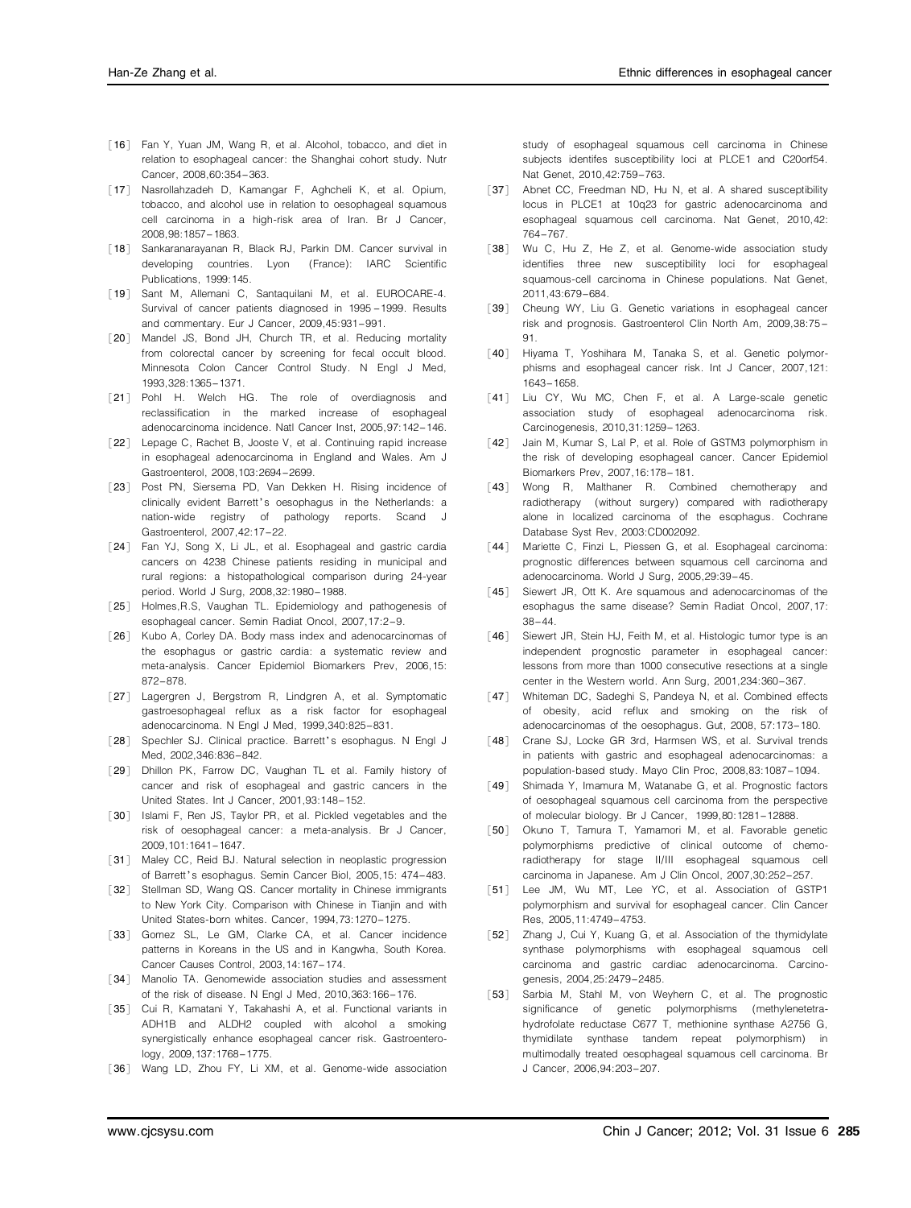[16] Fan Y, Yuan JM, Wang R, et al. Alcohol, tobacco, and diet in relation to esophageal cancer: the Shanghai cohort study. Nutr Cancer, 2008,60:354–363.

[17] Nasrollahzadeh D, Kamangar F, Aghcheli K, et al. Opium, tobacco, and alcohol use in relation to oesophageal squamous cell carcinoma in a high-risk area of Iran. Br J Cancer, 2008,98:1857–1863.

[18] Sankaranarayanan R, Black RJ, Parkin DM. Cancer survival in developing countries. Lyon (France): IARC Scientific Publications, 1999:145.

[19] Sant M, Allemani C, Santaquilani M, et al. EUROCARE-4. Survival of cancer patients diagnosed in 1995–1999. Results and commentary. Eur J Cancer, 2009,45:931–991.

[20] Mandel JS, Bond JH, Church TR, et al. Reducing mortality from colorectal cancer by screening for fecal occult blood. Minnesota Colon Cancer Control Study. N Engl J Med, 1993,328:1365–1371.

[21] Pohl H. Welch HG. The role of overdiagnosis and reclassification in the marked increase of esophageal adenocarcinoma incidence. Natl Cancer Inst, 2005,97:142–146.

[22] Lepage C, Rachet B, Jooste V, et al. Continuing rapid increase in esophageal adenocarcinoma in England and Wales. Am J Gastroenterol, 2008,103:2694–2699.

[23] Post PN, Siersema PD, Van Dekken H. Rising incidence of clinically evident Barrett's oesophagus in the Netherlands: a nation-wide registry of pathology reports. Scand J Gastroenterol, 2007,42:17–22.

[24] Fan YJ, Song X, Li JL, et al. Esophageal and gastric cardia cancers on 4238 Chinese patients residing in municipal and rural regions: a histopathological comparison during 24-year period. World J Surg, 2008,32:1980–1988.

[25] Holmes,R.S, Vaughan TL. Epidemiology and pathogenesis of esophageal cancer. Semin Radiat Oncol, 2007,17:2–9.

[26] Kubo A, Corley DA. Body mass index and adenocarcinomas of the esophagus or gastric cardia: a systematic review and meta-analysis. Cancer Epidemiol Biomarkers Prev, 2006,15: 872–878.

[27] Lagergren J, Bergstrom R, Lindgren A, et al. Symptomatic gastroesophageal reflux as a risk factor for esophageal adenocarcinoma. N Engl J Med, 1999,340:825–831.

[28] Spechler SJ. Clinical practice. Barrett's esophagus. N Engl J Med, 2002,346:836–842.

[29] Dhillon PK, Farrow DC, Vaughan TL et al. Family history of cancer and risk of esophageal and gastric cancers in the United States. Int J Cancer, 2001,93:148–152.

[30] Islami F, Ren JS, Taylor PR, et al. Pickled vegetables and the risk of oesophageal cancer: a meta-analysis. Br J Cancer, 2009,101:1641–1647.

[31] Maley CC, Reid BJ. Natural selection in neoplastic progression of Barrett's esophagus. Semin Cancer Biol, 2005,15: 474–483.

[32] Stellman SD, Wang QS. Cancer mortality in Chinese immigrants to New York City. Comparison with Chinese in Tianjin and with United States-born whites. Cancer, 1994,73:1270–1275.

[33] Gomez SL, Le GM, Clarke CA, et al. Cancer incidence patterns in Koreans in the US and in Kangwha, South Korea. Cancer Causes Control, 2003,14:167–174.

[34] Manolio TA. Genomewide association studies and assessment of the risk of disease. N Engl J Med, 2010,363:166–176.

[35] Cui R, Kamatani Y, Takahashi A, et al. Functional variants in ADH1B and ALDH2 coupled with alcohol a smoking synergistically enhance esophageal cancer risk. Gastroenterology, 2009,137:1768–1775.

[36] Wang LD, Zhou FY, Li XM, et al. Genome-wide association study of esophageal squamous cell carcinoma in Chinese subjects identifes susceptibility loci at PLCE1 and C20orf54. Nat Genet, 2010,42:759–763.

[37] Abnet CC, Freedman ND, Hu N, et al. A shared susceptibility locus in PLCE1 at 10q23 for gastric adenocarcinoma and esophageal squamous cell carcinoma. Nat Genet, 2010,42: 764–767.

[38] Wu C, Hu Z, He Z, et al. Genome-wide association study identifies three new susceptibility loci for esophageal squamous-cell carcinoma in Chinese populations. Nat Genet, 2011,43:679–684.

[39] Cheung WY, Liu G. Genetic variations in esophageal cancer risk and prognosis. Gastroenterol Clin North Am, 2009,38:75–91.

[40] Hiyama T, Yoshihara M, Tanaka S, et al. Genetic polymorphisms and esophageal cancer risk. Int J Cancer, 2007,121: 1643–1658.

[41] Liu CY, Wu MC, Chen F, et al. A Large-scale genetic association study of esophageal adenocarcinoma risk. Carcinogenesis, 2010,31:1259–1263.

[42] Jain M, Kumar S, Lal P, et al. Role of GSTM3 polymorphism in the risk of developing esophageal cancer. Cancer Epidemiol Biomarkers Prev, 2007,16:178–181.

[43] Wong R, Malthaner R. Combined chemotherapy and radiotherapy (without surgery) compared with radiotherapy alone in localized carcinoma of the esophagus. Cochrane Database Syst Rev, 2003:CD002092.

[44] Mariette C, Finzi L, Piessen G, et al. Esophageal carcinoma: prognostic differences between squamous cell carcinoma and adenocarcinoma. World J Surg, 2005,29:39–45.

[45] Siewert JR, Ott K. Are squamous and adenocarcinomas of the esophagus the same disease? Semin Radiat Oncol, 2007,17: 38–44.

[46] Siewert JR, Stein HJ, Feith M, et al. Histologic tumor type is an independent prognostic parameter in esophageal cancer: lessons from more than 1000 consecutive resections at a single center in the Western world. Ann Surg, 2001,234:360–367.

[47] Whiteman DC, Sadeghi S, Pandeya N, et al. Combined effects of obesity, acid reflux and smoking on the risk of adenocarcinomas of the oesophagus. Gut, 2008, 57:173–180.

[48] Crane SJ, Locke GR 3rd, Harmsen WS, et al. Survival trends in patients with gastric and esophageal adenocarcinomas: a population-based study. Mayo Clin Proc, 2008,83:1087–1094.

[49] Shimada Y, Imamura M, Watanabe G, et al. Prognostic factors of oesophageal squamous cell carcinoma from the perspective of molecular biology. Br J Cancer, 1999,80:1281–12888.

[50] Okuno T, Tamura T, Yamamori M, et al. Favorable genetic polymorphisms predictive of clinical outcome of chemoradiotherapy for stage II/III esophageal squamous cell carcinoma in Japanese. Am J Clin Oncol, 2007,30:252–257.

[51] Lee JM, Wu MT, Lee YC, et al. Association of GSTP1 polymorphism and survival for esophageal cancer. Clin Cancer Res, 2005,11:4749–4753.

[52] Zhang J, Cui Y, Kuang G, et al. Association of the thymidylate synthase polymorphisms with esophageal squamous cell carcinoma and gastric cardiac adenocarcinoma. Carcinogenesis, 2004,25:2479–2485.

[53] Sarbia M, Stahl M, von Weyhern C, et al. The prognostic significance of genetic polymorphisms (methylenetetrahydrofolate reductase C677 T, methionine synthase A2756 G, thymidilate synthase tandem repeat polymorphism) in multimodally treated oesophageal squamous cell carcinoma. Br J Cancer, 2006,94:203–207.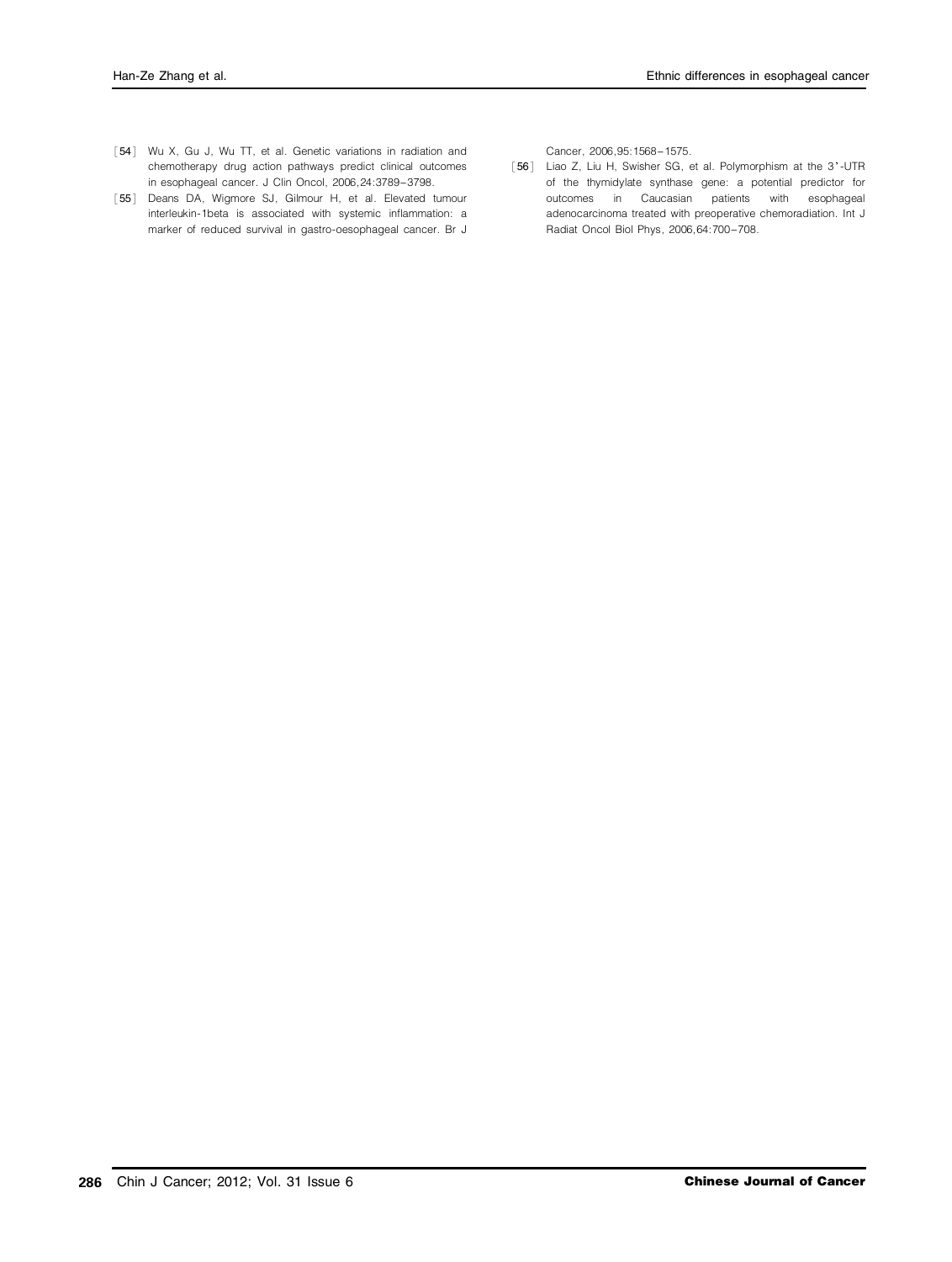[54] Wu X, Gu J, Wu TT, et al. Genetic variations in radiation and chemotherapy drug action pathways predict clinical outcomes in esophageal cancer. J Clin Oncol, 2006,24:3789–3798.

[55] Deans DA, Wigmore SJ, Gilmour H, et al. Elevated tumour interleukin-1beta is associated with systemic inflammation: a marker of reduced survival in gastro-oesophageal cancer. Br J Cancer, 2006,95:1568–1575.

[56] Liao Z, Liu H, Swisher SG, et al. Polymorphism at the 3'-UTR of the thymidylate synthase gene: a potential predictor for outcomes in Caucasian patients with esophageal adenocarcinoma treated with preoperative chemoradiation. Int J Radiat Oncol Biol Phys, 2006,64:700–708.